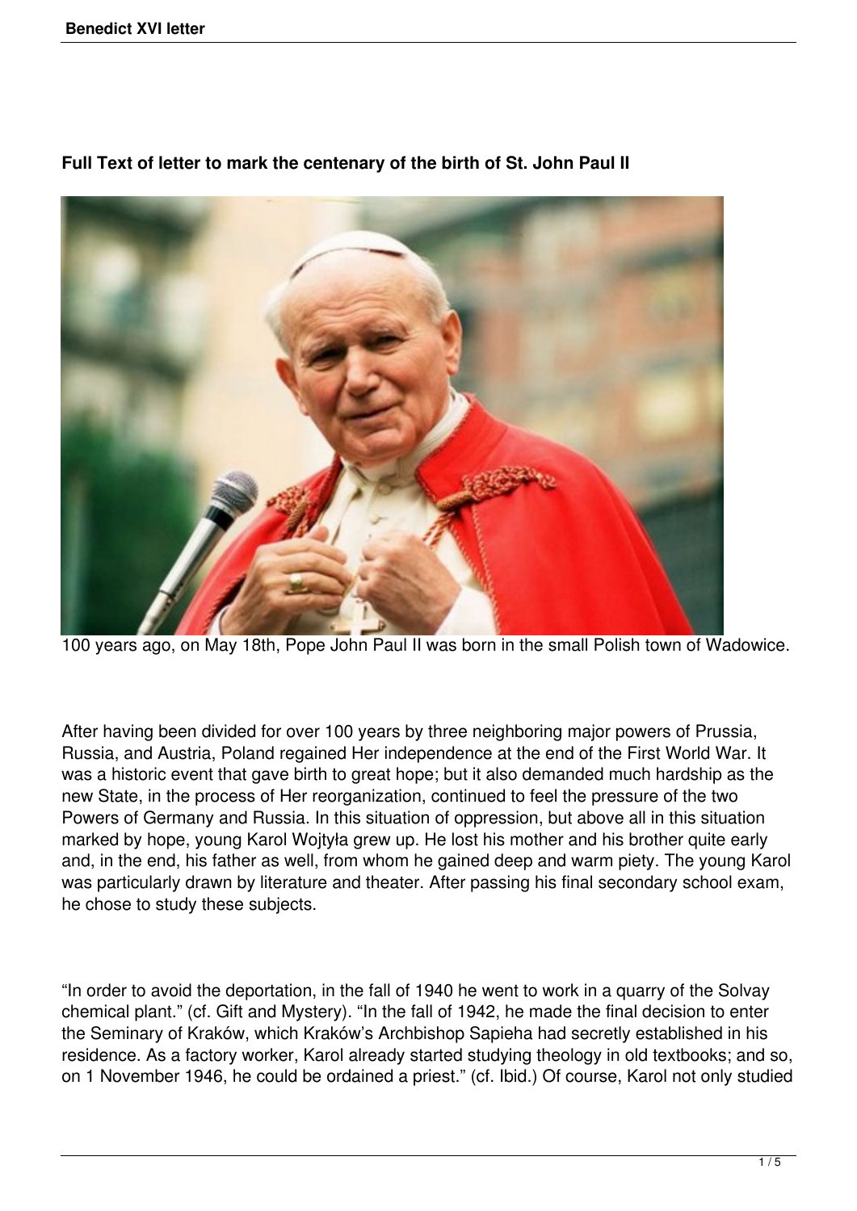**Full Text of letter to mark the centenary of the birth of St. John Paul II**

100 years ago, on May 18th, Pope John Paul II was born in the small Polish town of Wadowice.

After having been divided for over 100 years by three neighboring major powers of Prussia, Russia, and Austria, Poland regained Her independence at the end of the First World War. It was a historic event that gave birth to great hope; but it also demanded much hardship as the new State, in the process of Her reorganization, continued to feel the pressure of the two Powers of Germany and Russia. In this situation of oppression, but above all in this situation marked by hope, young Karol Wojtyła grew up. He lost his mother and his brother quite early and, in the end, his father as well, from whom he gained deep and warm piety. The young Karol was particularly drawn by literature and theater. After passing his final secondary school exam, he chose to study these subjects.

"In order to avoid the deportation, in the fall of 1940 he went to work in a quarry of the Solvay chemical plant." (cf. Gift and Mystery). "In the fall of 1942, he made the final decision to enter the Seminary of Kraków, which Kraków's Archbishop Sapieha had secretly established in his residence. As a factory worker, Karol already started studying theology in old textbooks; and so, on 1 November 1946, he could be ordained a priest." (cf. Ibid.) Of course, Karol not only studied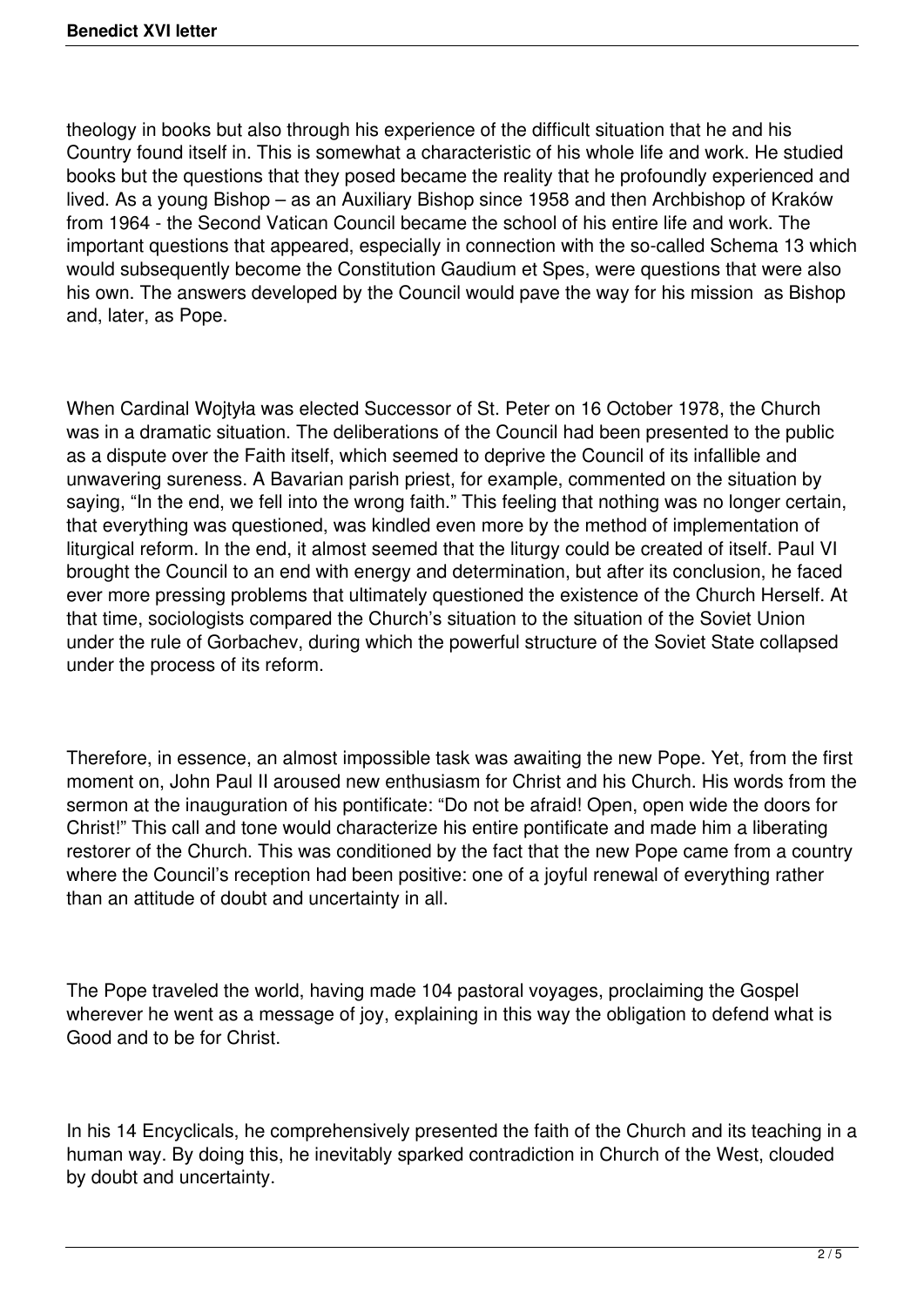theology in books but also through his experience of the difficult situation that he and his Country found itself in. This is somewhat a characteristic of his whole life and work. He studied books but the questions that they posed became the reality that he profoundly experienced and lived. As a young Bishop – as an Auxiliary Bishop since 1958 and then Archbishop of Kraków from 1964 - the Second Vatican Council became the school of his entire life and work. The important questions that appeared, especially in connection with the so-called Schema 13 which would subsequently become the Constitution Gaudium et Spes, were questions that were also his own. The answers developed by the Council would pave the way for his mission as Bishop and, later, as Pope.

When Cardinal Wojtyła was elected Successor of St. Peter on 16 October 1978, the Church was in a dramatic situation. The deliberations of the Council had been presented to the public as a dispute over the Faith itself, which seemed to deprive the Council of its infallible and unwavering sureness. A Bavarian parish priest, for example, commented on the situation by saying, "In the end, we fell into the wrong faith." This feeling that nothing was no longer certain, that everything was questioned, was kindled even more by the method of implementation of liturgical reform. In the end, it almost seemed that the liturgy could be created of itself. Paul VI brought the Council to an end with energy and determination, but after its conclusion, he faced ever more pressing problems that ultimately questioned the existence of the Church Herself. At that time, sociologists compared the Church's situation to the situation of the Soviet Union under the rule of Gorbachev, during which the powerful structure of the Soviet State collapsed under the process of its reform.

Therefore, in essence, an almost impossible task was awaiting the new Pope. Yet, from the first moment on, John Paul II aroused new enthusiasm for Christ and his Church. His words from the sermon at the inauguration of his pontificate: "Do not be afraid! Open, open wide the doors for Christ!" This call and tone would characterize his entire pontificate and made him a liberating restorer of the Church. This was conditioned by the fact that the new Pope came from a country where the Council's reception had been positive: one of a joyful renewal of everything rather than an attitude of doubt and uncertainty in all.

The Pope traveled the world, having made 104 pastoral voyages, proclaiming the Gospel wherever he went as a message of joy, explaining in this way the obligation to defend what is Good and to be for Christ.

In his 14 Encyclicals, he comprehensively presented the faith of the Church and its teaching in a human way. By doing this, he inevitably sparked contradiction in Church of the West, clouded by doubt and uncertainty.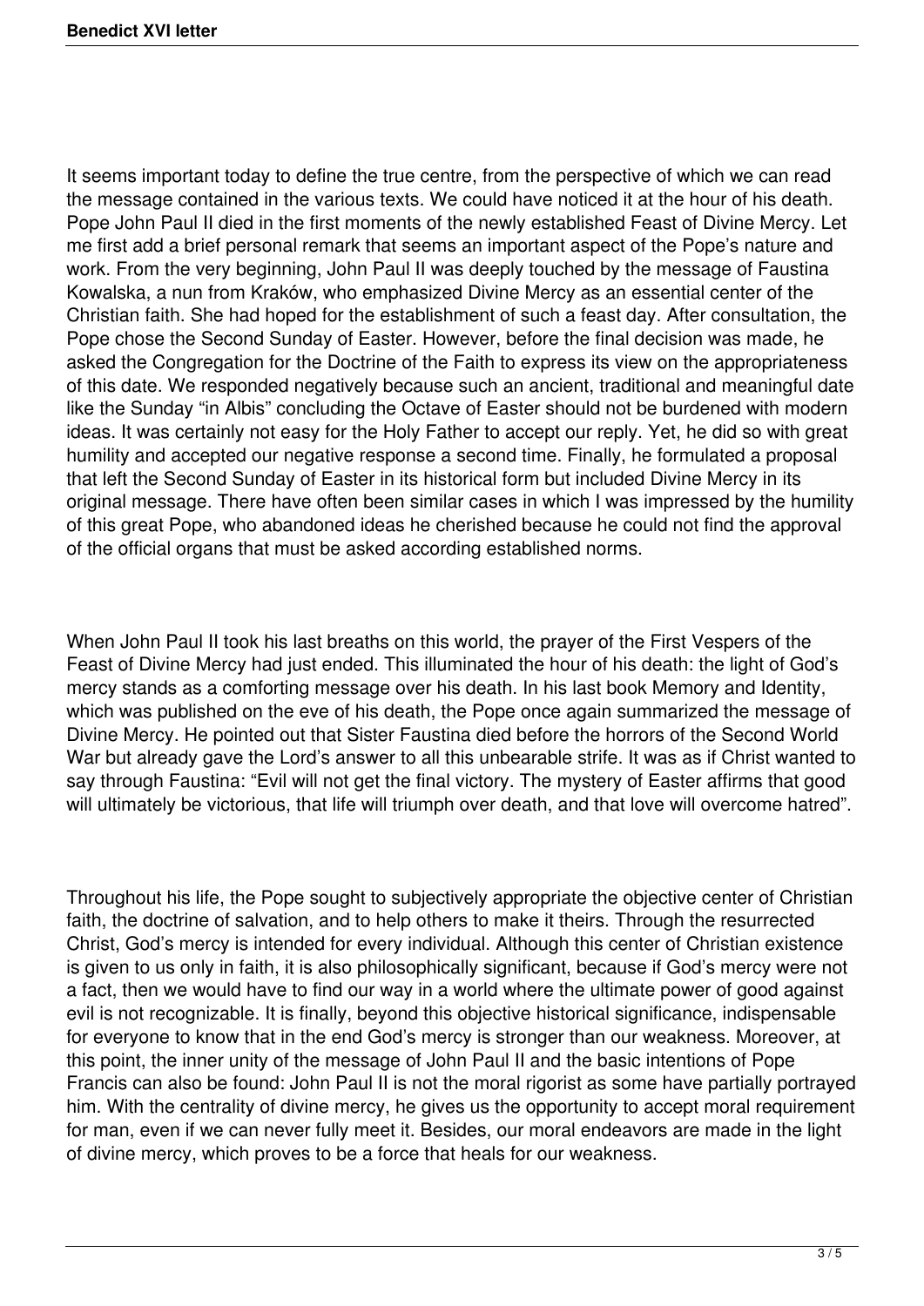It seems important today to define the true centre, from the perspective of which we can read the message contained in the various texts. We could have noticed it at the hour of his death. Pope John Paul II died in the first moments of the newly established Feast of Divine Mercy. Let me first add a brief personal remark that seems an important aspect of the Pope's nature and work. From the very beginning, John Paul II was deeply touched by the message of Faustina Kowalska, a nun from Kraków, who emphasized Divine Mercy as an essential center of the Christian faith. She had hoped for the establishment of such a feast day. After consultation, the Pope chose the Second Sunday of Easter. However, before the final decision was made, he asked the Congregation for the Doctrine of the Faith to express its view on the appropriateness of this date. We responded negatively because such an ancient, traditional and meaningful date like the Sunday "in Albis" concluding the Octave of Easter should not be burdened with modern ideas. It was certainly not easy for the Holy Father to accept our reply. Yet, he did so with great humility and accepted our negative response a second time. Finally, he formulated a proposal that left the Second Sunday of Easter in its historical form but included Divine Mercy in its original message. There have often been similar cases in which I was impressed by the humility of this great Pope, who abandoned ideas he cherished because he could not find the approval of the official organs that must be asked according established norms.

When John Paul II took his last breaths on this world, the prayer of the First Vespers of the Feast of Divine Mercy had just ended. This illuminated the hour of his death: the light of God's mercy stands as a comforting message over his death. In his last book Memory and Identity, which was published on the eve of his death, the Pope once again summarized the message of Divine Mercy. He pointed out that Sister Faustina died before the horrors of the Second World War but already gave the Lord's answer to all this unbearable strife. It was as if Christ wanted to say through Faustina: "Evil will not get the final victory. The mystery of Easter affirms that good will ultimately be victorious, that life will triumph over death, and that love will overcome hatred".

Throughout his life, the Pope sought to subjectively appropriate the objective center of Christian faith, the doctrine of salvation, and to help others to make it theirs. Through the resurrected Christ, God's mercy is intended for every individual. Although this center of Christian existence is given to us only in faith, it is also philosophically significant, because if God's mercy were not a fact, then we would have to find our way in a world where the ultimate power of good against evil is not recognizable. It is finally, beyond this objective historical significance, indispensable for everyone to know that in the end God's mercy is stronger than our weakness. Moreover, at this point, the inner unity of the message of John Paul II and the basic intentions of Pope Francis can also be found: John Paul II is not the moral rigorist as some have partially portrayed him. With the centrality of divine mercy, he gives us the opportunity to accept moral requirement for man, even if we can never fully meet it. Besides, our moral endeavors are made in the light of divine mercy, which proves to be a force that heals for our weakness.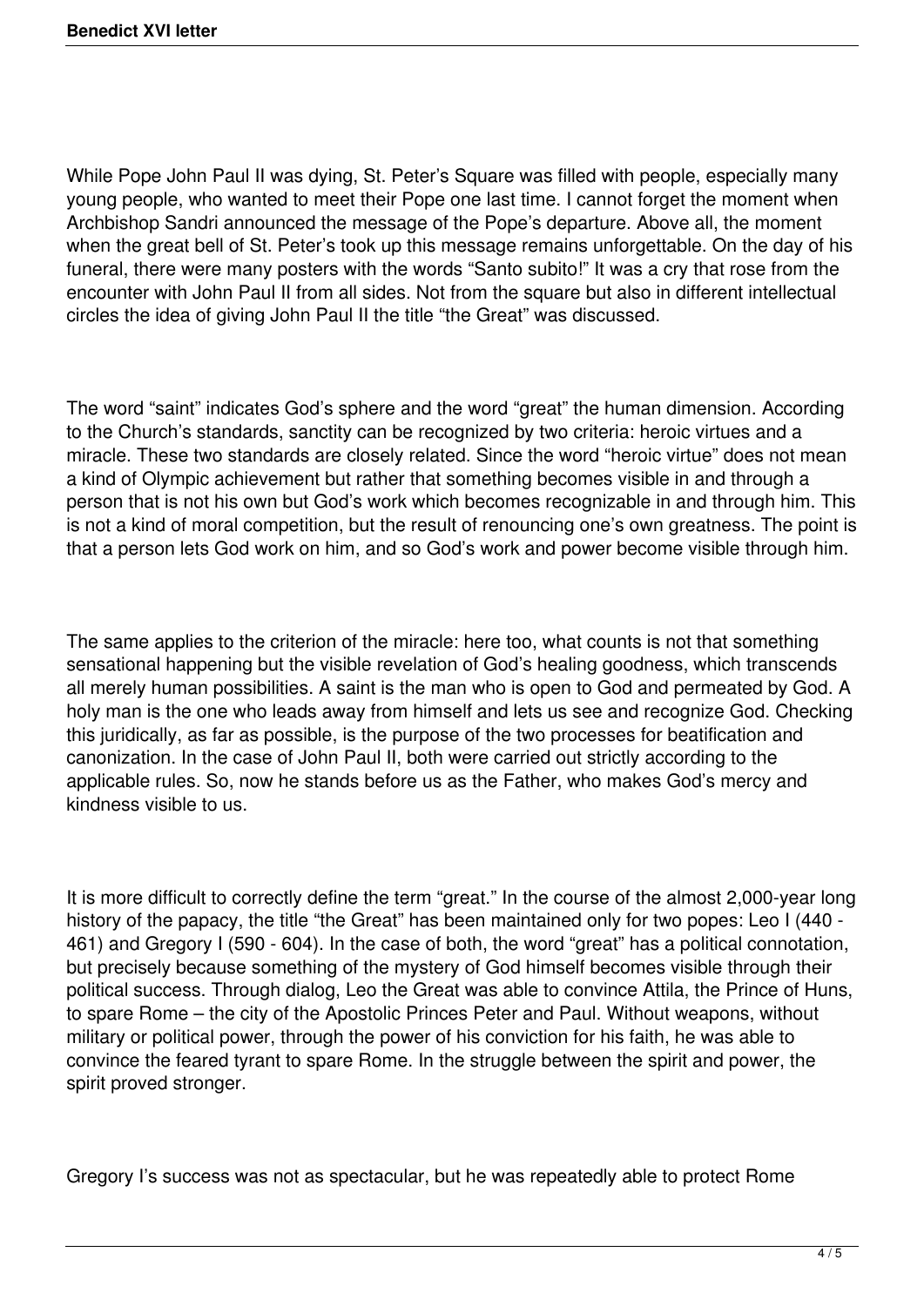While Pope John Paul II was dying, St. Peter's Square was filled with people, especially many young people, who wanted to meet their Pope one last time. I cannot forget the moment when Archbishop Sandri announced the message of the Pope's departure. Above all, the moment when the great bell of St. Peter's took up this message remains unforgettable. On the day of his funeral, there were many posters with the words "Santo subito!" It was a cry that rose from the encounter with John Paul II from all sides. Not from the square but also in different intellectual circles the idea of giving John Paul II the title "the Great" was discussed.

The word "saint" indicates God's sphere and the word "great" the human dimension. According to the Church's standards, sanctity can be recognized by two criteria: heroic virtues and a miracle. These two standards are closely related. Since the word "heroic virtue" does not mean a kind of Olympic achievement but rather that something becomes visible in and through a person that is not his own but God's work which becomes recognizable in and through him. This is not a kind of moral competition, but the result of renouncing one's own greatness. The point is that a person lets God work on him, and so God's work and power become visible through him.

The same applies to the criterion of the miracle: here too, what counts is not that something sensational happening but the visible revelation of God's healing goodness, which transcends all merely human possibilities. A saint is the man who is open to God and permeated by God. A holy man is the one who leads away from himself and lets us see and recognize God. Checking this juridically, as far as possible, is the purpose of the two processes for beatification and canonization. In the case of John Paul II, both were carried out strictly according to the applicable rules. So, now he stands before us as the Father, who makes God's mercy and kindness visible to us.

It is more difficult to correctly define the term "great." In the course of the almost 2,000-year long history of the papacy, the title "the Great" has been maintained only for two popes: Leo I (440 - 461) and Gregory I (590 - 604). In the case of both, the word "great" has a political connotation, but precisely because something of the mystery of God himself becomes visible through their political success. Through dialog, Leo the Great was able to convince Attila, the Prince of Huns, to spare Rome – the city of the Apostolic Princes Peter and Paul. Without weapons, without military or political power, through the power of his conviction for his faith, he was able to convince the feared tyrant to spare Rome. In the struggle between the spirit and power, the spirit proved stronger.

Gregory I's success was not as spectacular, but he was repeatedly able to protect Rome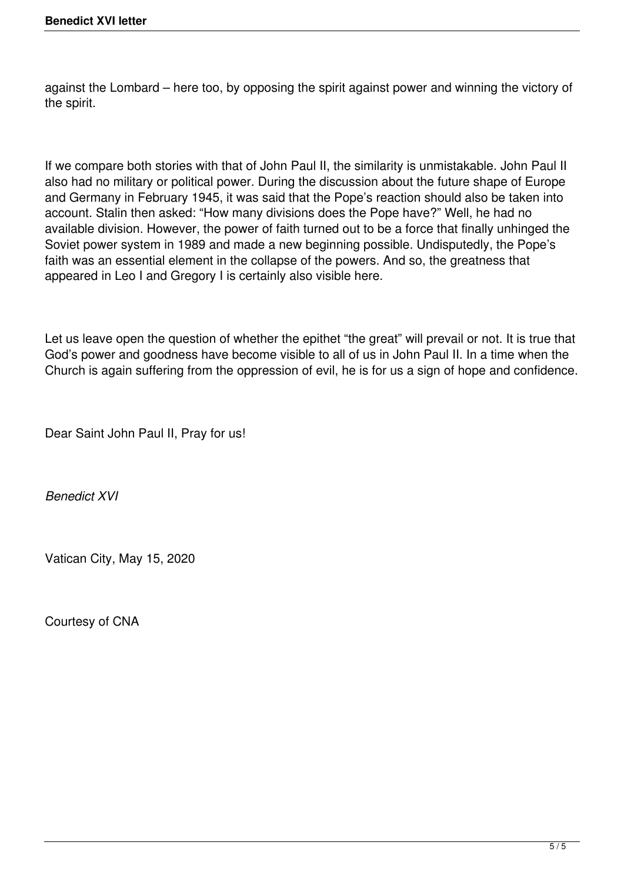against the Lombard – here too, by opposing the spirit against power and winning the victory of the spirit.

If we compare both stories with that of John Paul II, the similarity is unmistakable. John Paul II also had no military or political power. During the discussion about the future shape of Europe and Germany in February 1945, it was said that the Pope's reaction should also be taken into account. Stalin then asked: "How many divisions does the Pope have?" Well, he had no available division. However, the power of faith turned out to be a force that finally unhinged the Soviet power system in 1989 and made a new beginning possible. Undisputedly, the Pope's faith was an essential element in the collapse of the powers. And so, the greatness that appeared in Leo I and Gregory I is certainly also visible here.

Let us leave open the question of whether the epithet "the great" will prevail or not. It is true that God's power and goodness have become visible to all of us in John Paul II. In a time when the Church is again suffering from the oppression of evil, he is for us a sign of hope and confidence.

Dear Saint John Paul II, Pray for us!

*Benedict XVI*

Vatican City, May 15, 2020

Courtesy of CNA